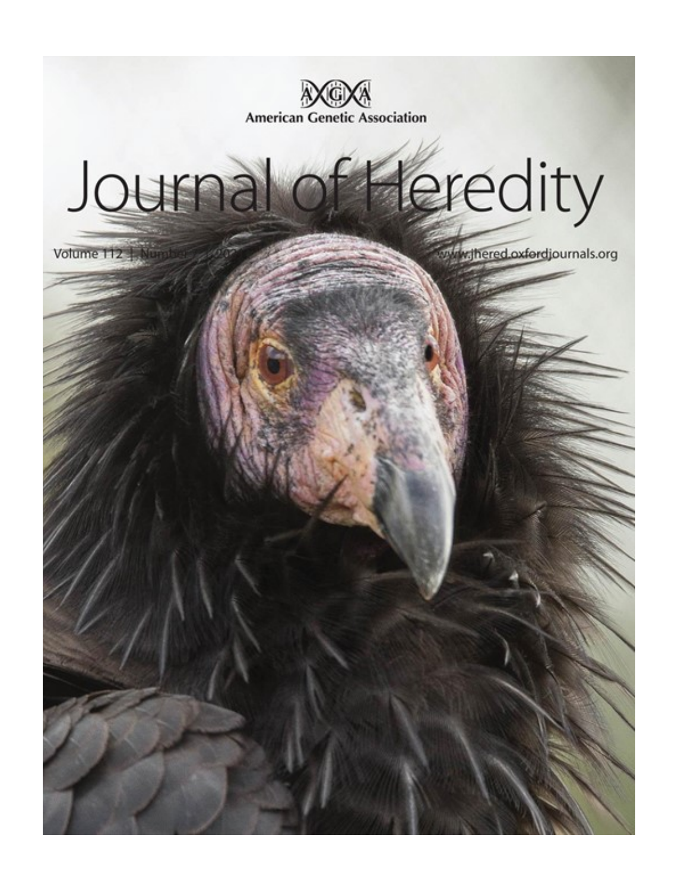American Genetic Association

# Journal of Heredity

Volume 112 | Number | 202 www.jhered.oxfordjournals.org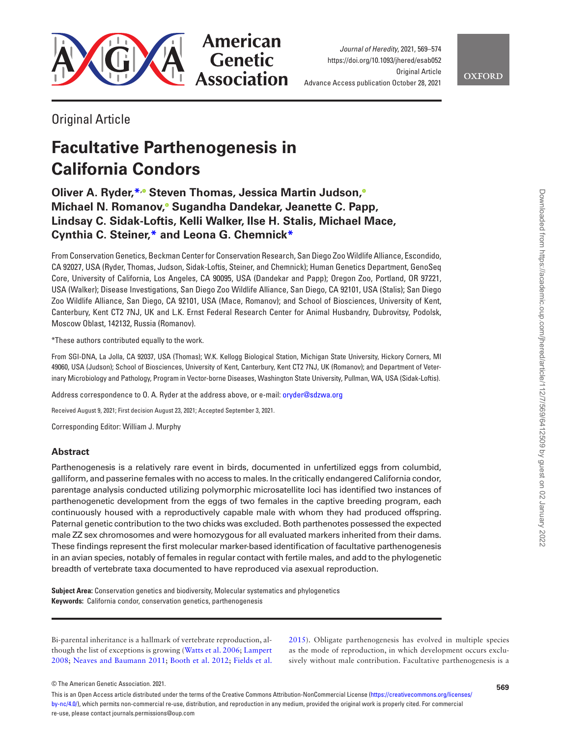Original Article

# Facultative Parthenogenesis in California Condors

**Oliver A. Ryder,\* Steven Thomas, Jessica Martin Judson, Michael N. Romanov, Sugandha Dandekar, Jeanette C. Papp, Lindsay C. Sidak-Loftis, Kelli Walker, Ilse H. Stalis, Michael Mace, Cynthia C. Steiner,\* and Leona G. Chemnick\***

From Conservation Genetics, Beckman Center for Conservation Research, San Diego Zoo Wildlife Alliance, Escondido, CA 92027, USA (Ryder, Thomas, Judson, Sidak-Loftis, Steiner, and Chemnick); Human Genetics Department, GenoSeq Core, University of California, Los Angeles, CA 90095, USA (Dandekar and Papp); Oregon Zoo, Portland, OR 97221, USA (Walker); Disease Investigations, San Diego Zoo Wildlife Alliance, San Diego, CA 92101, USA (Stalis); San Diego Zoo Wildlife Alliance, San Diego, CA 92101, USA (Mace, Romanov); and School of Biosciences, University of Kent, Canterbury, Kent CT2 7NJ, UK and L.K. Ernst Federal Research Center for Animal Husbandry, Dubrovitsy, Podolsk, Moscow Oblast, 142132, Russia (Romanov).

\*These authors contributed equally to the work.

From SGI-DNA, La Jolla, CA 92037, USA (Thomas); W.K. Kellogg Biological Station, Michigan State University, Hickory Corners, MI 49060, USA (Judson); School of Biosciences, University of Kent, Canterbury, Kent CT2 7NJ, UK (Romanov); and Department of Veterinary Microbiology and Pathology, Program in Vector-borne Diseases, Washington State University, Pullman, WA, USA (Sidak-Loftis).

Address correspondence to O. A. Ryder at the address above, or e-mail: oryder@sdzwa.org

Received August 9, 2021; First decision August 23, 2021; Accepted September 3, 2021.

Corresponding Editor: William J. Murphy

## Abstract

Parthenogenesis is a relatively rare event in birds, documented in unfertilized eggs from columbid, galliform, and passerine females with no access to males. In the critically endangered California condor, parentage analysis conducted utilizing polymorphic microsatellite loci has identified two instances of parthenogenetic development from the eggs of two females in the captive breeding program, each continuously housed with a reproductively capable male with whom they had produced offspring. Paternal genetic contribution to the two chicks was excluded. Both parthenotes possessed the expected male ZZ sex chromosomes and were homozygous for all evaluated markers inherited from their dams. These findings represent the first molecular marker-based identification of facultative parthenogenesis in an avian species, notably of females in regular contact with fertile males, and add to the phylogenetic breadth of vertebrate taxa documented to have reproduced via asexual reproduction.

**Subject Area:** Conservation genetics and biodiversity, Molecular systematics and phylogenetics
**Keywords:** California condor, conservation genetics, parthenogenesis

Bi-parental inheritance is a hallmark of vertebrate reproduction, although the list of exceptions is growing (Watts et al. 2006; Lampert 2008; Neaves and Baumann 2011; Booth et al. 2012; Fields et al. 2015). Obligate parthenogenesis has evolved in multiple species as the mode of reproduction, in which development occurs exclusively without male contribution. Facultative parthenogenesis is a

© The American Genetic Association. 2021.

This is an Open Access article distributed under the terms of the Creative Commons Attribution-NonCommercial License (https://creativecommons.org/licenses/by-nc/4.0/), which permits non-commercial re-use, distribution, and reproduction in any medium, provided the original work is properly cited. For commercial re-use, please contact journals.permissions@oup.com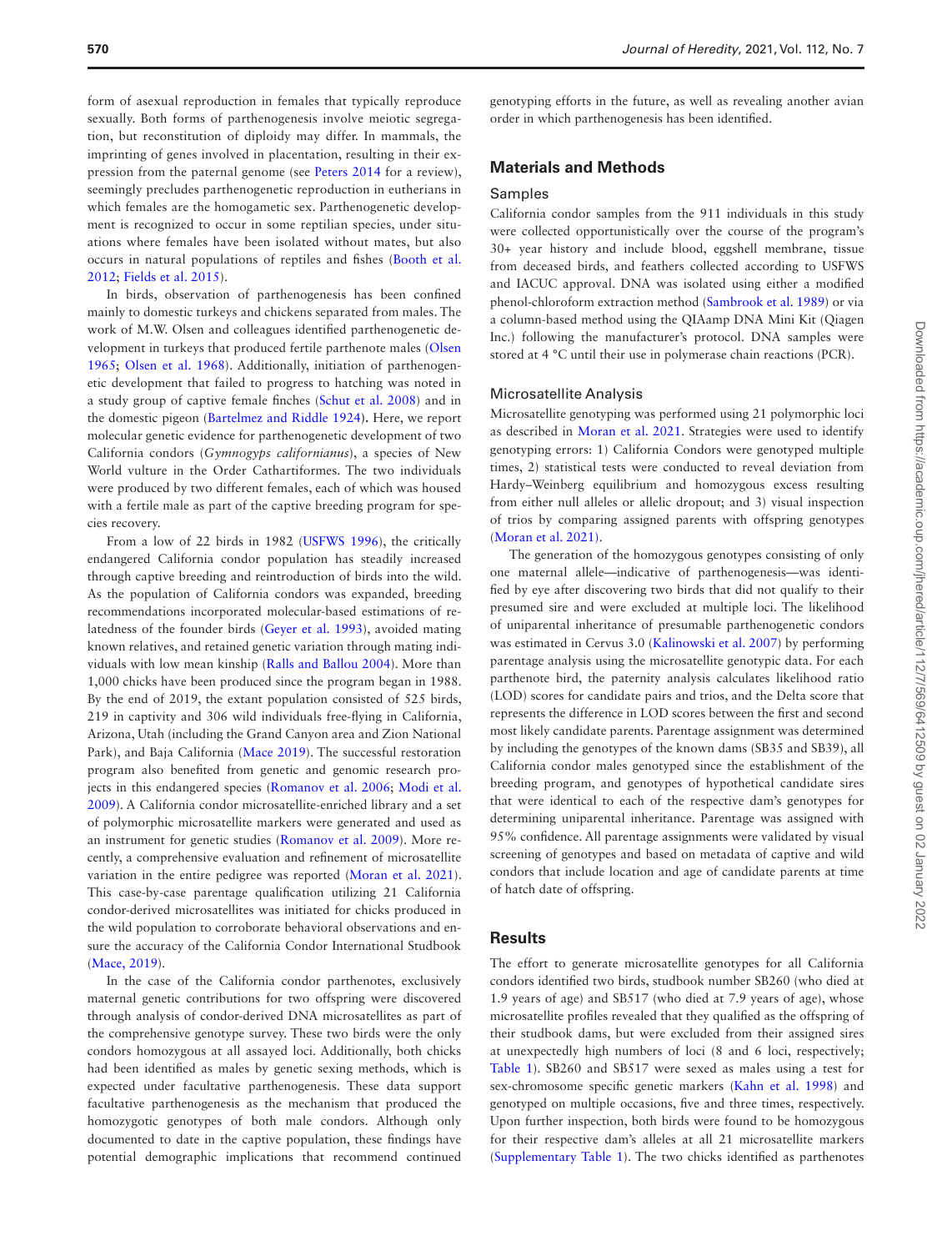form of asexual reproduction in females that typically reproduce sexually. Both forms of parthenogenesis involve meiotic segregation, but reconstitution of diploidy may differ. In mammals, the imprinting of genes involved in placentation, resulting in their expression from the paternal genome (see Peters 2014 for a review), seemingly precludes parthenogenetic reproduction in eutherians in which females are the homogametic sex. Parthenogenetic development is recognized to occur in some reptilian species, under situations where females have been isolated without mates, but also occurs in natural populations of reptiles and fishes (Booth et al. 2012; Fields et al. 2015).

In birds, observation of parthenogenesis has been confined mainly to domestic turkeys and chickens separated from males. The work of M.W. Olsen and colleagues identified parthenogenetic development in turkeys that produced fertile parthenote males (Olsen 1965; Olsen et al. 1968). Additionally, initiation of parthenogenetic development that failed to progress to hatching was noted in a study group of captive female finches (Schut et al. 2008) and in the domestic pigeon (Bartelmez and Riddle 1924). Here, we report molecular genetic evidence for parthenogenetic development of two California condors (*Gymnogyps californianus*), a species of New World vulture in the Order Cathartiformes. The two individuals were produced by two different females, each of which was housed with a fertile male as part of the captive breeding program for species recovery.

From a low of 22 birds in 1982 (USFWS 1996), the critically endangered California condor population has steadily increased through captive breeding and reintroduction of birds into the wild. As the population of California condors was expanded, breeding recommendations incorporated molecular-based estimations of relatedness of the founder birds (Geyer et al. 1993), avoided mating known relatives, and retained genetic variation through mating individuals with low mean kinship (Ralls and Ballou 2004). More than 1,000 chicks have been produced since the program began in 1988. By the end of 2019, the extant population consisted of 525 birds, 219 in captivity and 306 wild individuals free-flying in California, Arizona, Utah (including the Grand Canyon area and Zion National Park), and Baja California (Mace 2019). The successful restoration program also benefited from genetic and genomic research projects in this endangered species (Romanov et al. 2006; Modi et al. 2009). A California condor microsatellite-enriched library and a set of polymorphic microsatellite markers were generated and used as an instrument for genetic studies (Romanov et al. 2009). More recently, a comprehensive evaluation and refinement of microsatellite variation in the entire pedigree was reported (Moran et al. 2021). This case-by-case parentage qualification utilizing 21 California condor-derived microsatellites was initiated for chicks produced in the wild population to corroborate behavioral observations and ensure the accuracy of the California Condor International Studbook (Mace, 2019).

In the case of the California condor parthenotes, exclusively maternal genetic contributions for two offspring were discovered through analysis of condor-derived DNA microsatellites as part of the comprehensive genotype survey. These two birds were the only condors homozygous at all assayed loci. Additionally, both chicks had been identified as males by genetic sexing methods, which is expected under facultative parthenogenesis. These data support facultative parthenogenesis as the mechanism that produced the homozygotic genotypes of both male condors. Although only documented to date in the captive population, these findings have potential demographic implications that recommend continued genotyping efforts in the future, as well as revealing another avian order in which parthenogenesis has been identified.

## Materials and Methods

### Samples

California condor samples from the 911 individuals in this study were collected opportunistically over the course of the program's 30+ year history and include blood, eggshell membrane, tissue from deceased birds, and feathers collected according to USFWS and IACUC approval. DNA was isolated using either a modified phenol-chloroform extraction method (Sambrook et al. 1989) or via a column-based method using the QIAamp DNA Mini Kit (Qiagen Inc.) following the manufacturer's protocol. DNA samples were stored at 4 °C until their use in polymerase chain reactions (PCR).

### Microsatellite Analysis

Microsatellite genotyping was performed using 21 polymorphic loci as described in Moran et al. 2021. Strategies were used to identify genotyping errors: 1) California Condors were genotyped multiple times, 2) statistical tests were conducted to reveal deviation from Hardy–Weinberg equilibrium and homozygous excess resulting from either null alleles or allelic dropout; and 3) visual inspection of trios by comparing assigned parents with offspring genotypes (Moran et al. 2021).

The generation of the homozygous genotypes consisting of only one maternal allele—indicative of parthenogenesis—was identified by eye after discovering two birds that did not qualify to their presumed sire and were excluded at multiple loci. The likelihood of uniparental inheritance of presumable parthenogenetic condors was estimated in Cervus 3.0 (Kalinowski et al. 2007) by performing parentage analysis using the microsatellite genotypic data. For each parthenote bird, the paternity analysis calculates likelihood ratio (LOD) scores for candidate pairs and trios, and the Delta score that represents the difference in LOD scores between the first and second most likely candidate parents. Parentage assignment was determined by including the genotypes of the known dams (SB35 and SB39), all California condor males genotyped since the establishment of the breeding program, and genotypes of hypothetical candidate sires that were identical to each of the respective dam's genotypes for determining uniparental inheritance. Parentage was assigned with 95% confidence. All parentage assignments were validated by visual screening of genotypes and based on metadata of captive and wild condors that include location and age of candidate parents at time of hatch date of offspring.

## Results

The effort to generate microsatellite genotypes for all California condors identified two birds, studbook number SB260 (who died at 1.9 years of age) and SB517 (who died at 7.9 years of age), whose microsatellite profiles revealed that they qualified as the offspring of their studbook dams, but were excluded from their assigned sires at unexpectedly high numbers of loci (8 and 6 loci, respectively; Table 1). SB260 and SB517 were sexed as males using a test for sex-chromosome specific genetic markers (Kahn et al. 1998) and genotyped on multiple occasions, five and three times, respectively. Upon further inspection, both birds were found to be homozygous for their respective dam's alleles at all 21 microsatellite markers (Supplementary Table 1). The two chicks identified as parthenotes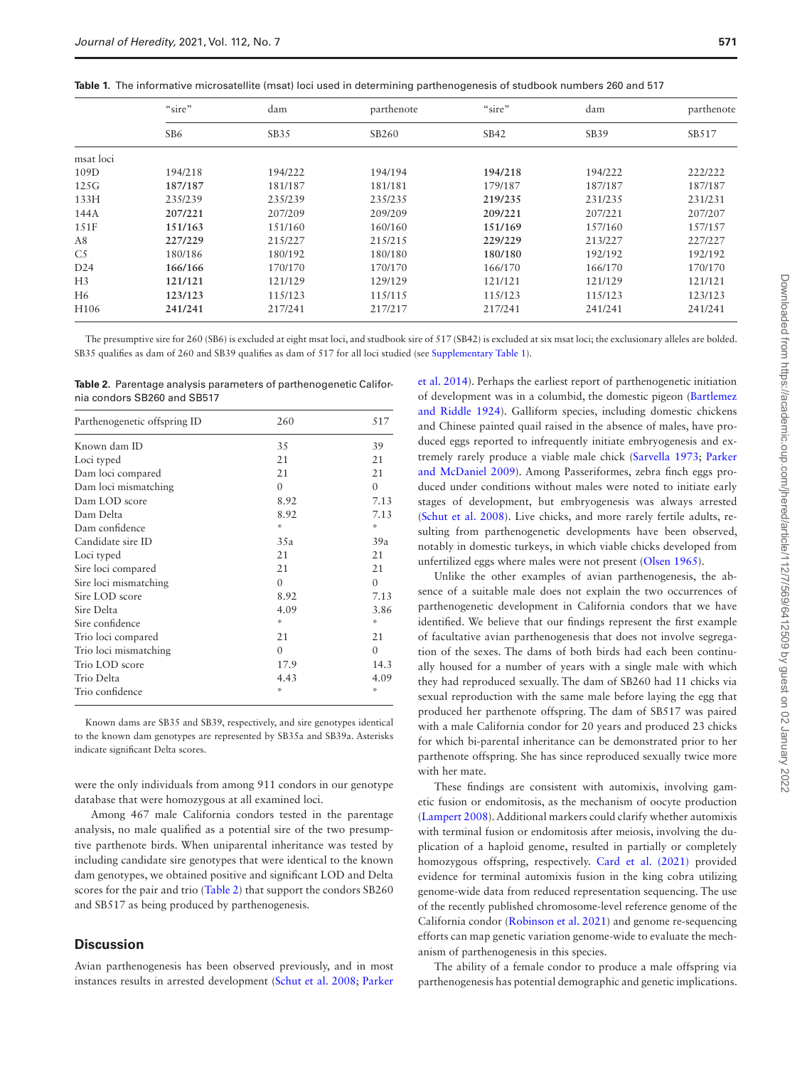**Table 1.** The informative microsatellite (msat) loci used in determining parthenogenesis of studbook numbers 260 and 517

| | "sire" | dam | parthenote | "sire" | dam | parthenote |
|---|---|---|---|---|---|---|
| | SB6 | SB35 | SB260 | SB42 | SB39 | SB517 |
| msat loci | | | | | | |
| 109D | 194/218 | 194/222 | 194/194 | **194/218** | 194/222 | 222/222 |
| 125G | **187/187** | 181/187 | 181/181 | 179/187 | 187/187 | 187/187 |
| 133H | 235/239 | 235/239 | 235/235 | **219/235** | 231/235 | 231/231 |
| 144A | **207/221** | 207/209 | 209/209 | **209/221** | 207/221 | 207/207 |
| 151F | **151/163** | 151/160 | 160/160 | **151/169** | 157/160 | 157/157 |
| A8 | **227/229** | 215/227 | 215/215 | **229/229** | 213/227 | 227/227 |
| C5 | 180/186 | 180/192 | 180/180 | **180/180** | 192/192 | 192/192 |
| D24 | **166/166** | 170/170 | 170/170 | 166/170 | 166/170 | 170/170 |
| H3 | **121/121** | 121/129 | 129/129 | 121/121 | 121/129 | 121/121 |
| H6 | **123/123** | 115/123 | 115/115 | 115/123 | 115/123 | 123/123 |
| H106 | **241/241** | 217/241 | 217/217 | 217/241 | 241/241 | 241/241 |

The presumptive sire for 260 (SB6) is excluded at eight msat loci, and studbook sire of 517 (SB42) is excluded at six msat loci; the exclusionary alleles are bolded. SB35 qualifies as dam of 260 and SB39 qualifies as dam of 517 for all loci studied (see Supplementary Table 1).

**Table 2.** Parentage analysis parameters of parthenogenetic California condors SB260 and SB517

| Parthenogenetic offspring ID | 260 | 517 |
|---|---|---|
| Known dam ID | 35 | 39 |
| Loci typed | 21 | 21 |
| Dam loci compared | 21 | 21 |
| Dam loci mismatching | 0 | 0 |
| Dam LOD score | 8.92 | 7.13 |
| Dam Delta | 8.92 | 7.13 |
| Dam confidence | * | * |
| Candidate sire ID | 35a | 39a |
| Loci typed | 21 | 21 |
| Sire loci compared | 21 | 21 |
| Sire loci mismatching | 0 | 0 |
| Sire LOD score | 8.92 | 7.13 |
| Sire Delta | 4.09 | 3.86 |
| Sire confidence | * | * |
| Trio loci compared | 21 | 21 |
| Trio loci mismatching | 0 | 0 |
| Trio LOD score | 17.9 | 14.3 |
| Trio Delta | 4.43 | 4.09 |
| Trio confidence | * | * |

Known dams are SB35 and SB39, respectively, and sire genotypes identical to the known dam genotypes are represented by SB35a and SB39a. Asterisks indicate significant Delta scores.

were the only individuals from among 911 condors in our genotype database that were homozygous at all examined loci.

Among 467 male California condors tested in the parentage analysis, no male qualified as a potential sire of the two presumptive parthenote birds. When uniparental inheritance was tested by including candidate sire genotypes that were identical to the known dam genotypes, we obtained positive and significant LOD and Delta scores for the pair and trio (Table 2) that support the condors SB260 and SB517 as being produced by parthenogenesis.

## Discussion

Avian parthenogenesis has been observed previously, and in most instances results in arrested development (Schut et al. 2008; Parker et al. 2014). Perhaps the earliest report of parthenogenetic initiation of development was in a columbid, the domestic pigeon (Bartlemez and Riddle 1924). Galliform species, including domestic chickens and Chinese painted quail raised in the absence of males, have produced eggs reported to infrequently initiate embryogenesis and extremely rarely produce a viable male chick (Sarvella 1973; Parker and McDaniel 2009). Among Passeriformes, zebra finch eggs produced under conditions without males were noted to initiate early stages of development, but embryogenesis was always arrested (Schut et al. 2008). Live chicks, and more rarely fertile adults, resulting from parthenogenetic developments have been observed, notably in domestic turkeys, in which viable chicks developed from unfertilized eggs where males were not present (Olsen 1965).

Unlike the other examples of avian parthenogenesis, the absence of a suitable male does not explain the two occurrences of parthenogenetic development in California condors that we have identified. We believe that our findings represent the first example of facultative avian parthenogenesis that does not involve segregation of the sexes. The dams of both birds had each been continually housed for a number of years with a single male with which they had reproduced sexually. The dam of SB260 had 11 chicks via sexual reproduction with the same male before laying the egg that produced her parthenote offspring. The dam of SB517 was paired with a male California condor for 20 years and produced 23 chicks for which bi-parental inheritance can be demonstrated prior to her parthenote offspring. She has since reproduced sexually twice more with her mate.

These findings are consistent with automixis, involving gametic fusion or endomitosis, as the mechanism of oocyte production (Lampert 2008). Additional markers could clarify whether automixis with terminal fusion or endomitosis after meiosis, involving the duplication of a haploid genome, resulted in partially or completely homozygous offspring, respectively. Card et al. (2021) provided evidence for terminal automixis fusion in the king cobra utilizing genome-wide data from reduced representation sequencing. The use of the recently published chromosome-level reference genome of the California condor (Robinson et al. 2021) and genome re-sequencing efforts can map genetic variation genome-wide to evaluate the mechanism of parthenogenesis in this species.

The ability of a female condor to produce a male offspring via parthenogenesis has potential demographic and genetic implications.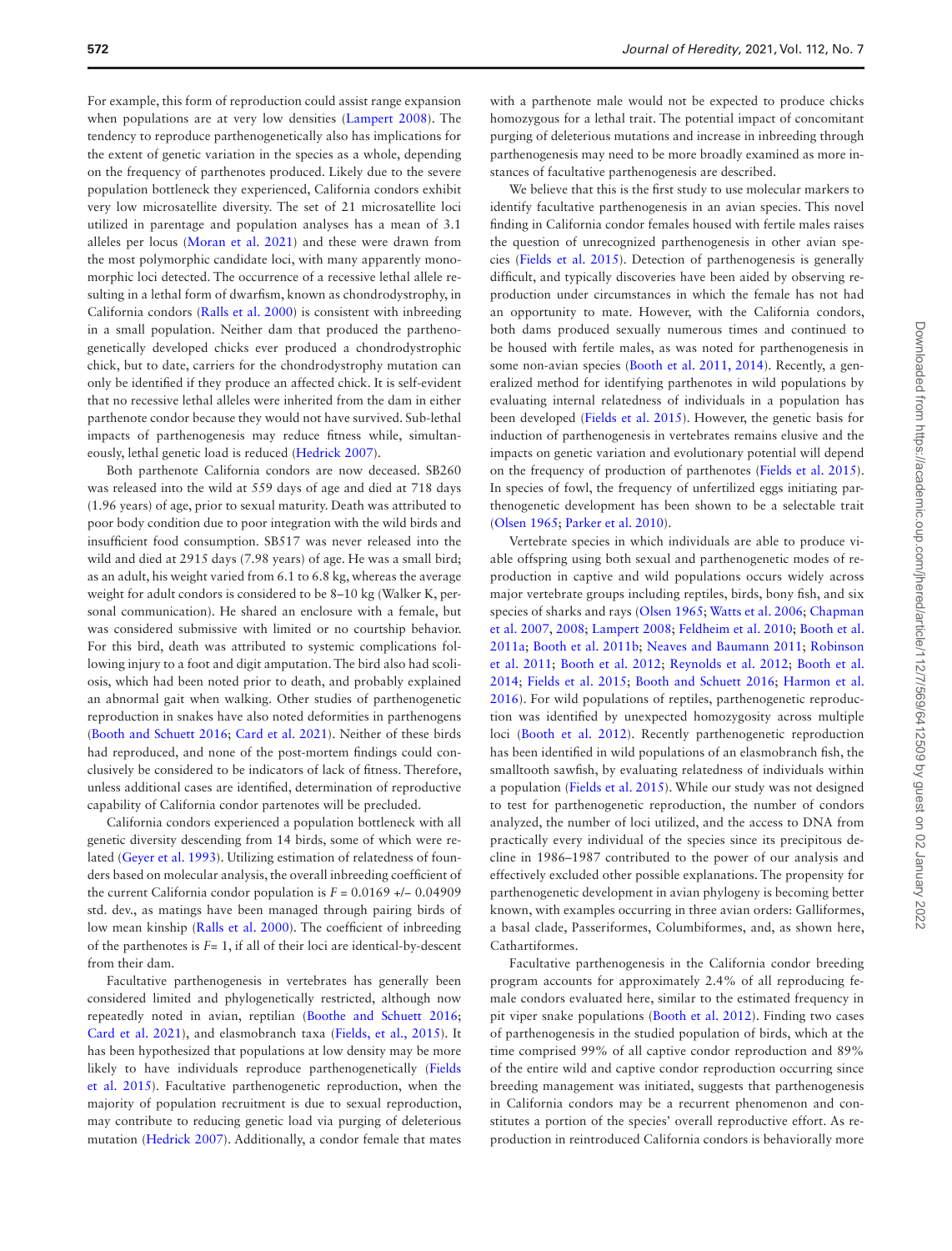For example, this form of reproduction could assist range expansion when populations are at very low densities (Lampert 2008). The tendency to reproduce parthenogenetically also has implications for the extent of genetic variation in the species as a whole, depending on the frequency of parthenotes produced. Likely due to the severe population bottleneck they experienced, California condors exhibit very low microsatellite diversity. The set of 21 microsatellite loci utilized in parentage and population analyses has a mean of 3.1 alleles per locus (Moran et al. 2021) and these were drawn from the most polymorphic candidate loci, with many apparently monomorphic loci detected. The occurrence of a recessive lethal allele resulting in a lethal form of dwarfism, known as chondrodystrophy, in California condors (Ralls et al. 2000) is consistent with inbreeding in a small population. Neither dam that produced the parthenogenetically developed chicks ever produced a chondrodystrophic chick, but to date, carriers for the chondrodystrophy mutation can only be identified if they produce an affected chick. It is self-evident that no recessive lethal alleles were inherited from the dam in either parthenote condor because they would not have survived. Sub-lethal impacts of parthenogenesis may reduce fitness while, simultaneously, lethal genetic load is reduced (Hedrick 2007).

Both parthenote California condors are now deceased. SB260 was released into the wild at 559 days of age and died at 718 days (1.96 years) of age, prior to sexual maturity. Death was attributed to poor body condition due to poor integration with the wild birds and insufficient food consumption. SB517 was never released into the wild and died at 2915 days (7.98 years) of age. He was a small bird; as an adult, his weight varied from 6.1 to 6.8 kg, whereas the average weight for adult condors is considered to be 8–10 kg (Walker K, personal communication). He shared an enclosure with a female, but was considered submissive with limited or no courtship behavior. For this bird, death was attributed to systemic complications following injury to a foot and digit amputation. The bird also had scoliosis, which had been noted prior to death, and probably explained an abnormal gait when walking. Other studies of parthenogenetic reproduction in snakes have also noted deformities in parthenogens (Booth and Schuett 2016; Card et al. 2021). Neither of these birds had reproduced, and none of the post-mortem findings could conclusively be considered to be indicators of lack of fitness. Therefore, unless additional cases are identified, determination of reproductive capability of California condor partenotes will be precluded.

California condors experienced a population bottleneck with all genetic diversity descending from 14 birds, some of which were related (Geyer et al. 1993). Utilizing estimation of relatedness of founders based on molecular analysis, the overall inbreeding coefficient of the current California condor population is $F = 0.0169$ +/− 0.04909 std. dev., as matings have been managed through pairing birds of low mean kinship (Ralls et al. 2000). The coefficient of inbreeding of the parthenotes is $F= 1$, if all of their loci are identical-by-descent from their dam.

Facultative parthenogenesis in vertebrates has generally been considered limited and phylogenetically restricted, although now repeatedly noted in avian, reptilian (Boothe and Schuett 2016; Card et al. 2021), and elasmobranch taxa (Fields, et al., 2015). It has been hypothesized that populations at low density may be more likely to have individuals reproduce parthenogenetically (Fields et al. 2015). Facultative parthenogenetic reproduction, when the majority of population recruitment is due to sexual reproduction, may contribute to reducing genetic load via purging of deleterious mutation (Hedrick 2007). Additionally, a condor female that mates with a parthenote male would not be expected to produce chicks homozygous for a lethal trait. The potential impact of concomitant purging of deleterious mutations and increase in inbreeding through parthenogenesis may need to be more broadly examined as more instances of facultative parthenogenesis are described.

We believe that this is the first study to use molecular markers to identify facultative parthenogenesis in an avian species. This novel finding in California condor females housed with fertile males raises the question of unrecognized parthenogenesis in other avian species (Fields et al. 2015). Detection of parthenogenesis is generally difficult, and typically discoveries have been aided by observing reproduction under circumstances in which the female has not had an opportunity to mate. However, with the California condors, both dams produced sexually numerous times and continued to be housed with fertile males, as was noted for parthenogenesis in some non-avian species (Booth et al. 2011, 2014). Recently, a generalized method for identifying parthenotes in wild populations by evaluating internal relatedness of individuals in a population has been developed (Fields et al. 2015). However, the genetic basis for induction of parthenogenesis in vertebrates remains elusive and the impacts on genetic variation and evolutionary potential will depend on the frequency of production of parthenotes (Fields et al. 2015). In species of fowl, the frequency of unfertilized eggs initiating parthenogenetic development has been shown to be a selectable trait (Olsen 1965; Parker et al. 2010).

Vertebrate species in which individuals are able to produce viable offspring using both sexual and parthenogenetic modes of reproduction in captive and wild populations occurs widely across major vertebrate groups including reptiles, birds, bony fish, and six species of sharks and rays (Olsen 1965; Watts et al. 2006; Chapman et al. 2007, 2008; Lampert 2008; Feldheim et al. 2010; Booth et al. 2011a; Booth et al. 2011b; Neaves and Baumann 2011; Robinson et al. 2011; Booth et al. 2012; Reynolds et al. 2012; Booth et al. 2014; Fields et al. 2015; Booth and Schuett 2016; Harmon et al. 2016). For wild populations of reptiles, parthenogenetic reproduction was identified by unexpected homozygosity across multiple loci (Booth et al. 2012). Recently parthenogenetic reproduction has been identified in wild populations of an elasmobranch fish, the smalltooth sawfish, by evaluating relatedness of individuals within a population (Fields et al. 2015). While our study was not designed to test for parthenogenetic reproduction, the number of condors analyzed, the number of loci utilized, and the access to DNA from practically every individual of the species since its precipitous decline in 1986–1987 contributed to the power of our analysis and effectively excluded other possible explanations. The propensity for parthenogenetic development in avian phylogeny is becoming better known, with examples occurring in three avian orders: Galliformes, a basal clade, Passeriformes, Columbiformes, and, as shown here, Cathartiformes.

Facultative parthenogenesis in the California condor breeding program accounts for approximately 2.4% of all reproducing female condors evaluated here, similar to the estimated frequency in pit viper snake populations (Booth et al. 2012). Finding two cases of parthenogenesis in the studied population of birds, which at the time comprised 99% of all captive condor reproduction and 89% of the entire wild and captive condor reproduction occurring since breeding management was initiated, suggests that parthenogenesis in California condors may be a recurrent phenomenon and constitutes a portion of the species' overall reproductive effort. As reproduction in reintroduced California condors is behaviorally more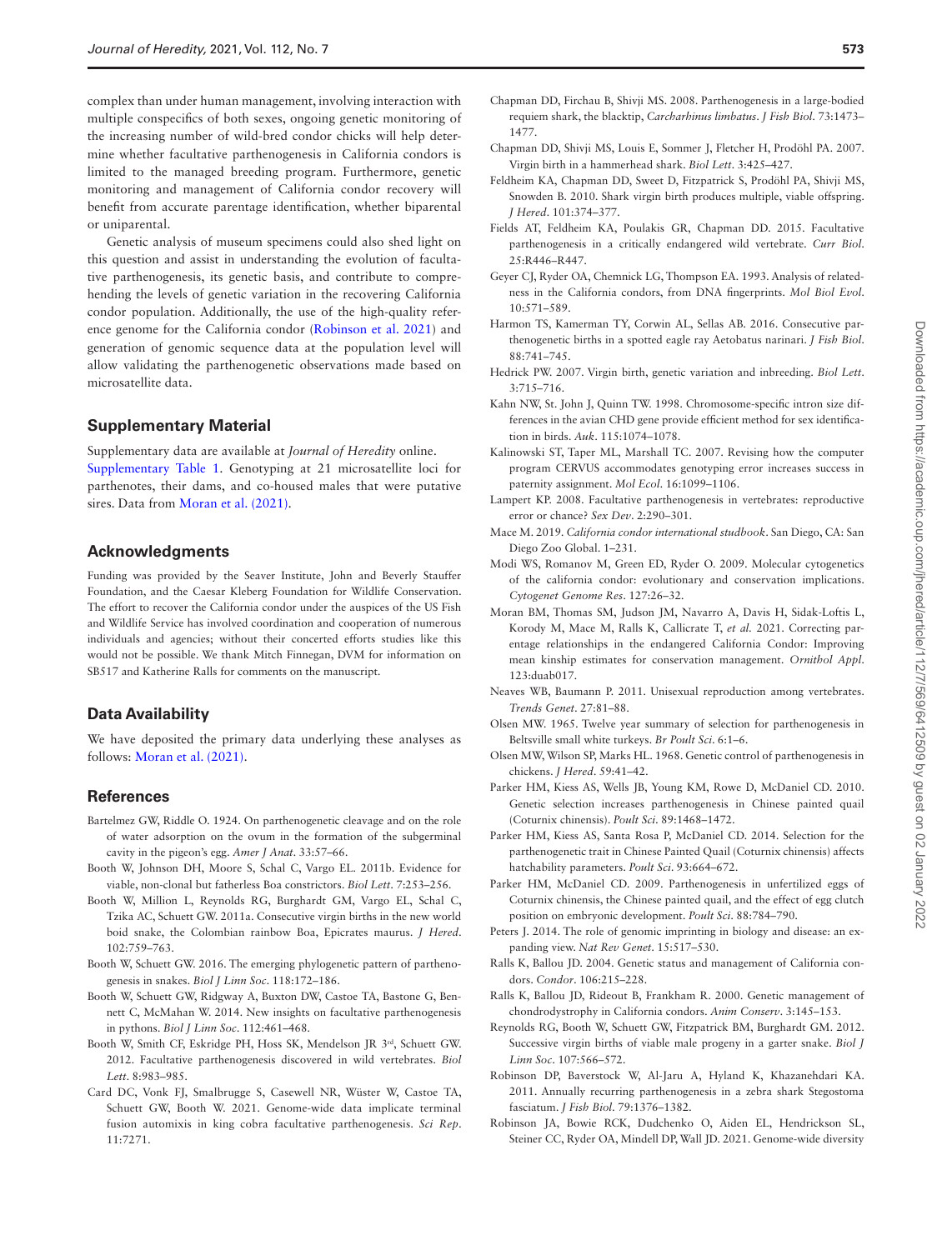complex than under human management, involving interaction with multiple conspecifics of both sexes, ongoing genetic monitoring of the increasing number of wild-bred condor chicks will help determine whether facultative parthenogenesis in California condors is limited to the managed breeding program. Furthermore, genetic monitoring and management of California condor recovery will benefit from accurate parentage identification, whether biparental or uniparental.

Genetic analysis of museum specimens could also shed light on this question and assist in understanding the evolution of facultative parthenogenesis, its genetic basis, and contribute to comprehending the levels of genetic variation in the recovering California condor population. Additionally, the use of the high-quality reference genome for the California condor (Robinson et al. 2021) and generation of genomic sequence data at the population level will allow validating the parthenogenetic observations made based on microsatellite data.

## Supplementary Material

Supplementary data are available at *Journal of Heredity* online. Supplementary Table 1. Genotyping at 21 microsatellite loci for parthenotes, their dams, and co-housed males that were putative sires. Data from Moran et al. (2021).

## Acknowledgments

Funding was provided by the Seaver Institute, John and Beverly Stauffer Foundation, and the Caesar Kleberg Foundation for Wildlife Conservation. The effort to recover the California condor under the auspices of the US Fish and Wildlife Service has involved coordination and cooperation of numerous individuals and agencies; without their concerted efforts studies like this would not be possible. We thank Mitch Finnegan, DVM for information on SB517 and Katherine Ralls for comments on the manuscript.

## Data Availability

We have deposited the primary data underlying these analyses as follows: Moran et al. (2021).

## References

Bartelmez GW, Riddle O. 1924. On parthenogenetic cleavage and on the role of water adsorption on the ovum in the formation of the subgerminal cavity in the pigeon's egg. *Amer J Anat*. 33:57–66.

Booth W, Johnson DH, Moore S, Schal C, Vargo EL. 2011b. Evidence for viable, non-clonal but fatherless Boa constrictors. *Biol Lett*. 7:253–256.

Booth W, Million L, Reynolds RG, Burghardt GM, Vargo EL, Schal C, Tzika AC, Schuett GW. 2011a. Consecutive virgin births in the new world boid snake, the Colombian rainbow Boa, Epicrates maurus. *J Hered*. 102:759–763.

Booth W, Schuett GW. 2016. The emerging phylogenetic pattern of parthenogenesis in snakes. *Biol J Linn Soc*. 118:172–186.

Booth W, Schuett GW, Ridgway A, Buxton DW, Castoe TA, Bastone G, Bennett C, McMahan W. 2014. New insights on facultative parthenogenesis in pythons. *Biol J Linn Soc*. 112:461–468.

Booth W, Smith CF, Eskridge PH, Hoss SK, Mendelson JR 3rd, Schuett GW. 2012. Facultative parthenogenesis discovered in wild vertebrates. *Biol Lett*. 8:983–985.

Card DC, Vonk FJ, Smalbrugge S, Casewell NR, Wüster W, Castoe TA, Schuett GW, Booth W. 2021. Genome-wide data implicate terminal fusion automixis in king cobra facultative parthenogenesis. *Sci Rep*. 11:7271.

Chapman DD, Firchau B, Shivji MS. 2008. Parthenogenesis in a large-bodied requiem shark, the blacktip, *Carcharhinus limbatus*. *J Fish Biol*. 73:1473–1477.

Chapman DD, Shivji MS, Louis E, Sommer J, Fletcher H, Prodöhl PA. 2007. Virgin birth in a hammerhead shark. *Biol Lett*. 3:425–427.

Feldheim KA, Chapman DD, Sweet D, Fitzpatrick S, Prodöhl PA, Shivji MS, Snowden B. 2010. Shark virgin birth produces multiple, viable offspring. *J Hered*. 101:374–377.

Fields AT, Feldheim KA, Poulakis GR, Chapman DD. 2015. Facultative parthenogenesis in a critically endangered wild vertebrate. *Curr Biol*. 25:R446–R447.

Geyer CJ, Ryder OA, Chemnick LG, Thompson EA. 1993. Analysis of relatedness in the California condors, from DNA fingerprints. *Mol Biol Evol*. 10:571–589.

Harmon TS, Kamerman TY, Corwin AL, Sellas AB. 2016. Consecutive parthenogenetic births in a spotted eagle ray Aetobatus narinari. *J Fish Biol*. 88:741–745.

Hedrick PW. 2007. Virgin birth, genetic variation and inbreeding. *Biol Lett*. 3:715–716.

Kahn NW, St. John J, Quinn TW. 1998. Chromosome-specific intron size differences in the avian CHD gene provide efficient method for sex identification in birds. *Auk*. 115:1074–1078.

Kalinowski ST, Taper ML, Marshall TC. 2007. Revising how the computer program CERVUS accommodates genotyping error increases success in paternity assignment. *Mol Ecol*. 16:1099–1106.

Lampert KP. 2008. Facultative parthenogenesis in vertebrates: reproductive error or chance? *Sex Dev*. 2:290–301.

Mace M. 2019. *California condor international studbook*. San Diego, CA: San Diego Zoo Global. 1–231.

Modi WS, Romanov M, Green ED, Ryder O. 2009. Molecular cytogenetics of the california condor: evolutionary and conservation implications. *Cytogenet Genome Res*. 127:26–32.

Moran BM, Thomas SM, Judson JM, Navarro A, Davis H, Sidak-Loftis L, Korody M, Mace M, Ralls K, Callicrate T, *et al.* 2021. Correcting parentage relationships in the endangered California Condor: Improving mean kinship estimates for conservation management. *Ornithol Appl*. 123:duab017.

Neaves WB, Baumann P. 2011. Unisexual reproduction among vertebrates. *Trends Genet*. 27:81–88.

Olsen MW. 1965. Twelve year summary of selection for parthenogenesis in Beltsville small white turkeys. *Br Poult Sci*. 6:1–6.

Olsen MW, Wilson SP, Marks HL. 1968. Genetic control of parthenogenesis in chickens. *J Hered*. 59:41–42.

Parker HM, Kiess AS, Wells JB, Young KM, Rowe D, McDaniel CD. 2010. Genetic selection increases parthenogenesis in Chinese painted quail (Coturnix chinensis). *Poult Sci*. 89:1468–1472.

Parker HM, Kiess AS, Santa Rosa P, McDaniel CD. 2014. Selection for the parthenogenetic trait in Chinese Painted Quail (Coturnix chinensis) affects hatchability parameters. *Poult Sci*. 93:664–672.

Parker HM, McDaniel CD. 2009. Parthenogenesis in unfertilized eggs of Coturnix chinensis, the Chinese painted quail, and the effect of egg clutch position on embryonic development. *Poult Sci*. 88:784–790.

Peters J. 2014. The role of genomic imprinting in biology and disease: an expanding view. *Nat Rev Genet*. 15:517–530.

Ralls K, Ballou JD. 2004. Genetic status and management of California condors. *Condor*. 106:215–228.

Ralls K, Ballou JD, Rideout B, Frankham R. 2000. Genetic management of chondrodystrophy in California condors. *Anim Conserv*. 3:145–153.

Reynolds RG, Booth W, Schuett GW, Fitzpatrick BM, Burghardt GM. 2012. Successive virgin births of viable male progeny in a garter snake. *Biol J Linn Soc*. 107:566–572.

Robinson DP, Baverstock W, Al-Jaru A, Hyland K, Khazanehdari KA. 2011. Annually recurring parthenogenesis in a zebra shark Stegostoma fasciatum. *J Fish Biol*. 79:1376–1382.

Robinson JA, Bowie RCK, Dudchenko O, Aiden EL, Hendrickson SL, Steiner CC, Ryder OA, Mindell DP, Wall JD. 2021. Genome-wide diversity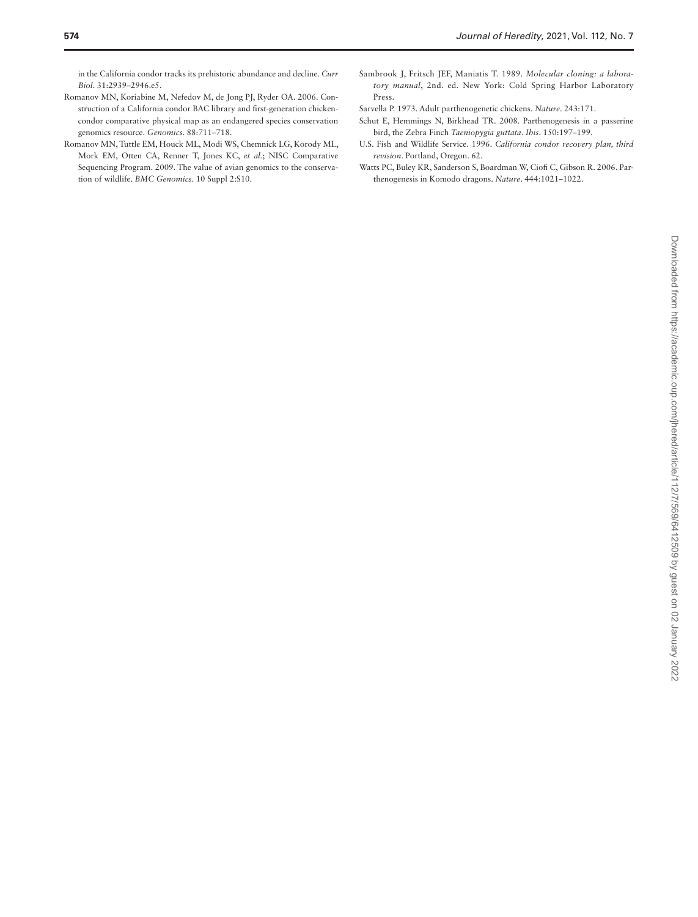in the California condor tracks its prehistoric abundance and decline. *Curr Biol*. 31:2939–2946.e5.

Romanov MN, Koriabine M, Nefedov M, de Jong PJ, Ryder OA. 2006. Construction of a California condor BAC library and first-generation chicken-condor comparative physical map as an endangered species conservation genomics resource. *Genomics*. 88:711–718.

Romanov MN, Tuttle EM, Houck ML, Modi WS, Chemnick LG, Korody ML, Mork EM, Otten CA, Renner T, Jones KC, *et al.*; NISC Comparative Sequencing Program. 2009. The value of avian genomics to the conservation of wildlife. *BMC Genomics*. 10 Suppl 2:S10.

Sambrook J, Fritsch JEF, Maniatis T. 1989. *Molecular cloning: a laboratory manual*, 2nd. ed. New York: Cold Spring Harbor Laboratory Press.

Sarvella P. 1973. Adult parthenogenetic chickens. *Nature*. 243:171.

Schut E, Hemmings N, Birkhead TR. 2008. Parthenogenesis in a passerine bird, the Zebra Finch *Taeniopygia guttata*. *Ibis*. 150:197–199.

U.S. Fish and Wildlife Service. 1996. *California condor recovery plan, third revision*. Portland, Oregon. 62.

Watts PC, Buley KR, Sanderson S, Boardman W, Ciofi C, Gibson R. 2006. Parthenogenesis in Komodo dragons. *Nature*. 444:1021–1022.